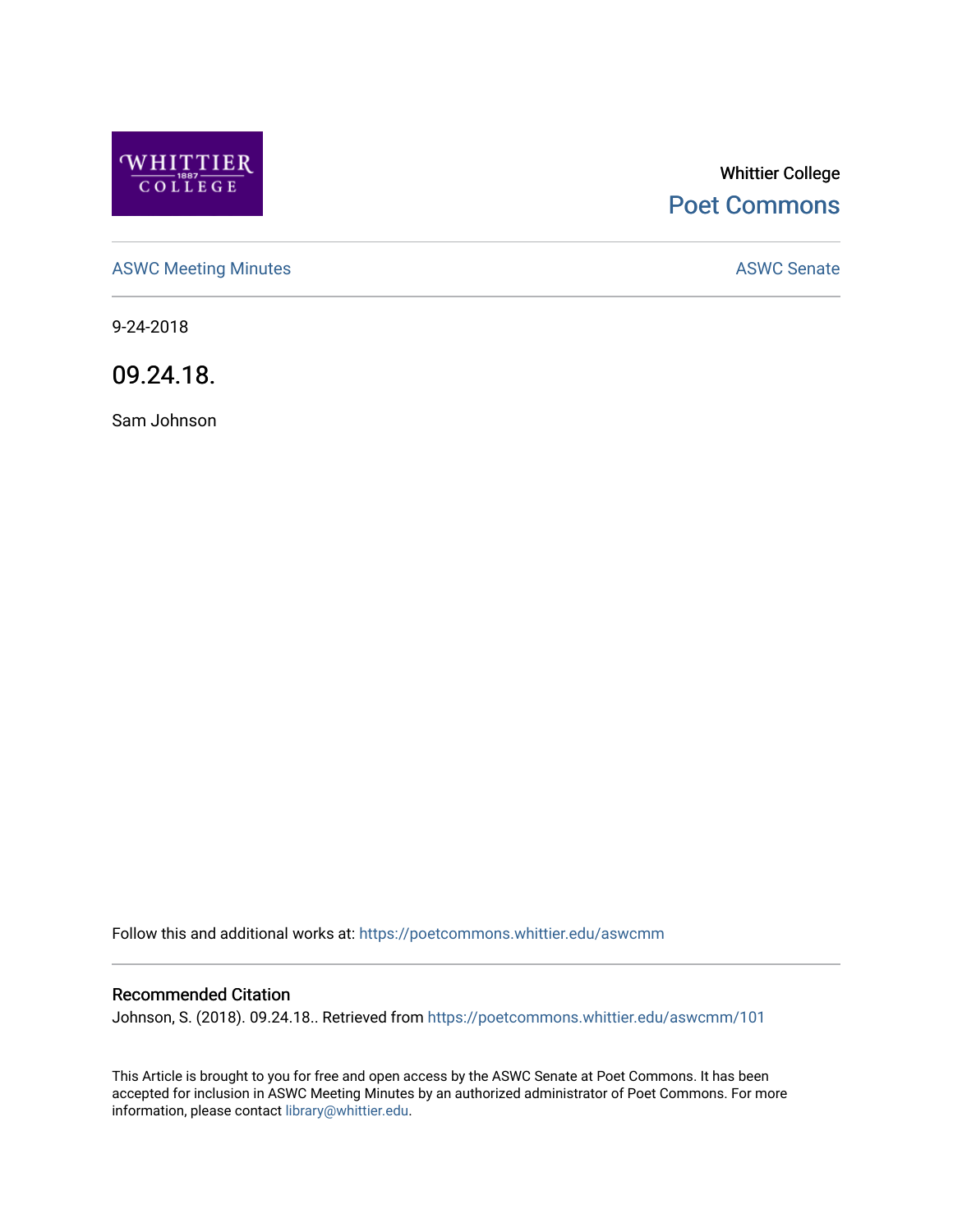Whittier College

Poet Commons

ASWC Meeting Minutes

ASWC Senate

9-24-2018

# 09.24.18.

Sam Johnson

Follow this and additional works at: https://poetcommons.whittier.edu/aswcmm

## Recommended Citation

Johnson, S. (2018). 09.24.18.. Retrieved from https://poetcommons.whittier.edu/aswcmm/101

This Article is brought to you for free and open access by the ASWC Senate at Poet Commons. It has been accepted for inclusion in ASWC Meeting Minutes by an authorized administrator of Poet Commons. For more information, please contact library@whittier.edu.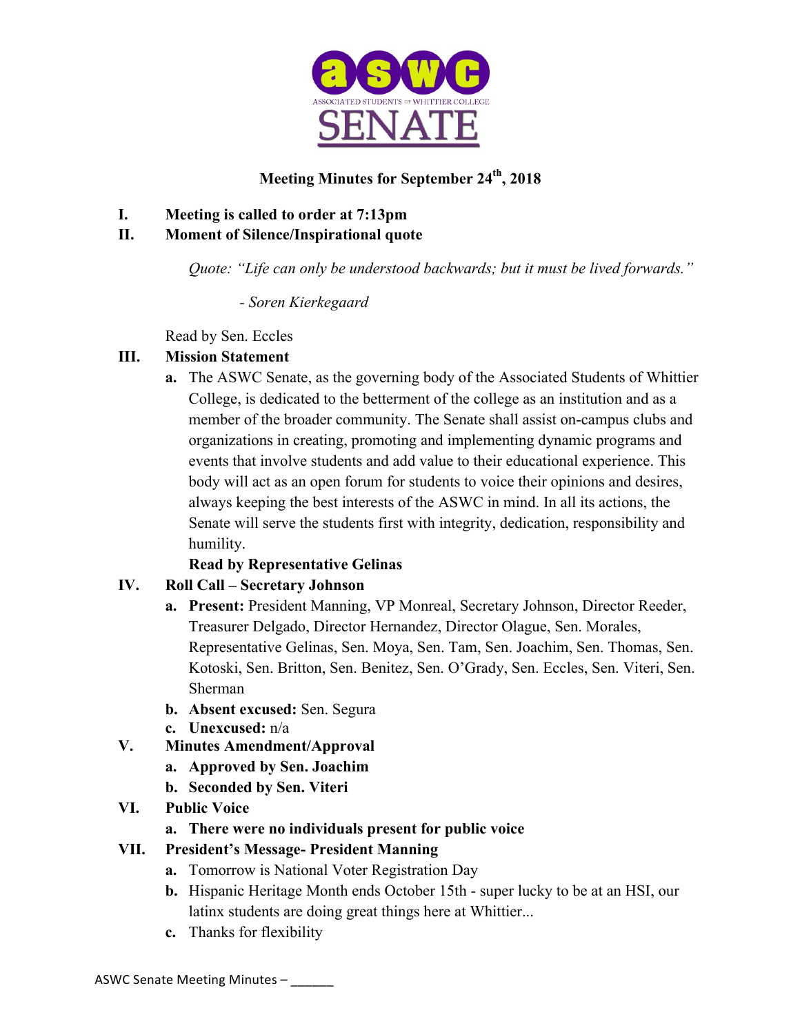**Meeting Minutes for September 24th, 2018**

**I. Meeting is called to order at 7:13pm**

**II. Moment of Silence/Inspirational quote**

*Quote: "Life can only be understood backwards; but it must be lived forwards."*

*- Soren Kierkegaard*

Read by Sen. Eccles

**III. Mission Statement**

a. The ASWC Senate, as the governing body of the Associated Students of Whittier College, is dedicated to the betterment of the college as an institution and as a member of the broader community. The Senate shall assist on-campus clubs and organizations in creating, promoting and implementing dynamic programs and events that involve students and add value to their educational experience. This body will act as an open forum for students to voice their opinions and desires, always keeping the best interests of the ASWC in mind. In all its actions, the Senate will serve the students first with integrity, dedication, responsibility and humility.

**Read by Representative Gelinas**

**IV. Roll Call – Secretary Johnson**

a. **Present:** President Manning, VP Monreal, Secretary Johnson, Director Reeder, Treasurer Delgado, Director Hernandez, Director Olague, Sen. Morales, Representative Gelinas, Sen. Moya, Sen. Tam, Sen. Joachim, Sen. Thomas, Sen. Kotoski, Sen. Britton, Sen. Benitez, Sen. O'Grady, Sen. Eccles, Sen. Viteri, Sen. Sherman

b. **Absent excused:** Sen. Segura

c. **Unexcused:** n/a

**V. Minutes Amendment/Approval**

a. **Approved by Sen. Joachim**

b. **Seconded by Sen. Viteri**

**VI. Public Voice**

a. **There were no individuals present for public voice**

**VII. President's Message- President Manning**

a. Tomorrow is National Voter Registration Day

b. Hispanic Heritage Month ends October 15th - super lucky to be at an HSI, our latinx students are doing great things here at Whittier...

c. Thanks for flexibility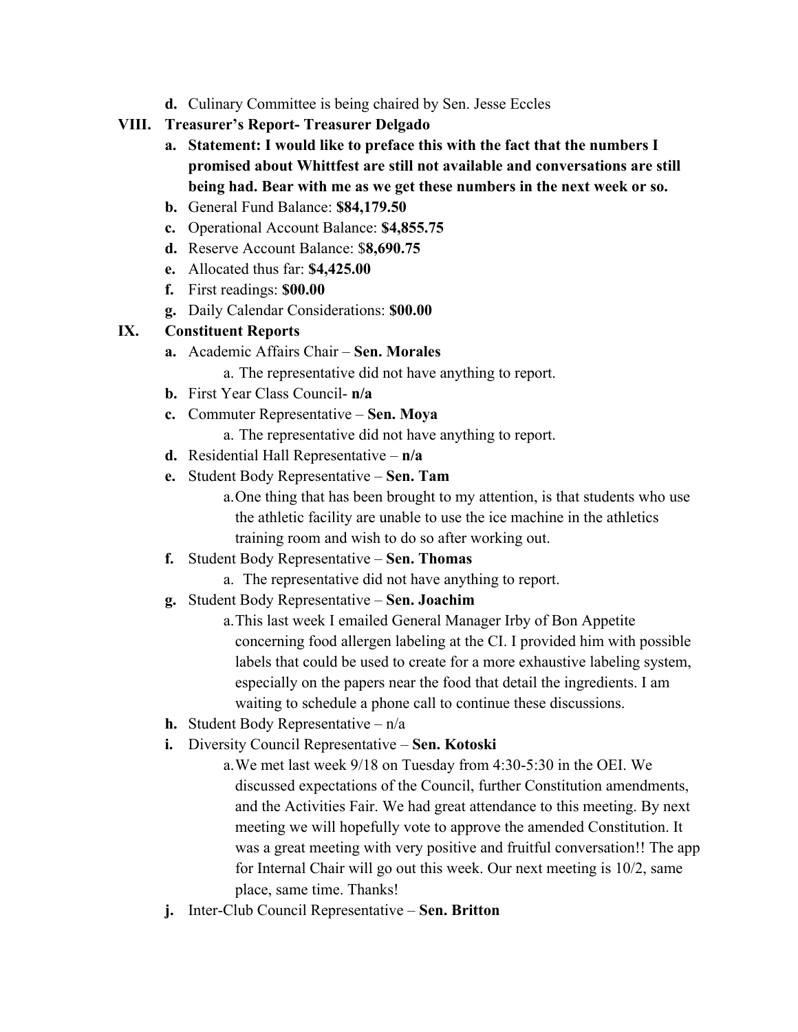d. Culinary Committee is being chaired by Sen. Jesse Eccles

VIII. **Treasurer's Report- Treasurer Delgado**

a. **Statement: I would like to preface this with the fact that the numbers I promised about Whittfest are still not available and conversations are still being had. Bear with me as we get these numbers in the next week or so.**

b. General Fund Balance: **$84,179.50**

c. Operational Account Balance: **$4,855.75**

d. Reserve Account Balance: $**8,690.75**

e. Allocated thus far: **$4,425.00**

f. First readings: **$00.00**

g. Daily Calendar Considerations: **$00.00**

IX. **Constituent Reports**

a. Academic Affairs Chair – **Sen. Morales**
   - a. The representative did not have anything to report.

b. First Year Class Council- **n/a**

c. Commuter Representative – **Sen. Moya**
   - a. The representative did not have anything to report.

d. Residential Hall Representative – **n/a**

e. Student Body Representative – **Sen. Tam**
   - a. One thing that has been brought to my attention, is that students who use the athletic facility are unable to use the ice machine in the athletics training room and wish to do so after working out.

f. Student Body Representative – **Sen. Thomas**
   - a. The representative did not have anything to report.

g. Student Body Representative – **Sen. Joachim**
   - a. This last week I emailed General Manager Irby of Bon Appetite concerning food allergen labeling at the CI. I provided him with possible labels that could be used to create for a more exhaustive labeling system, especially on the papers near the food that detail the ingredients. I am waiting to schedule a phone call to continue these discussions.

h. Student Body Representative – n/a

i. Diversity Council Representative – **Sen. Kotoski**
   - a. We met last week 9/18 on Tuesday from 4:30-5:30 in the OEI. We discussed expectations of the Council, further Constitution amendments, and the Activities Fair. We had great attendance to this meeting. By next meeting we will hopefully vote to approve the amended Constitution. It was a great meeting with very positive and fruitful conversation!! The app for Internal Chair will go out this week. Our next meeting is 10/2, same place, same time. Thanks!

j. Inter-Club Council Representative – **Sen. Britton**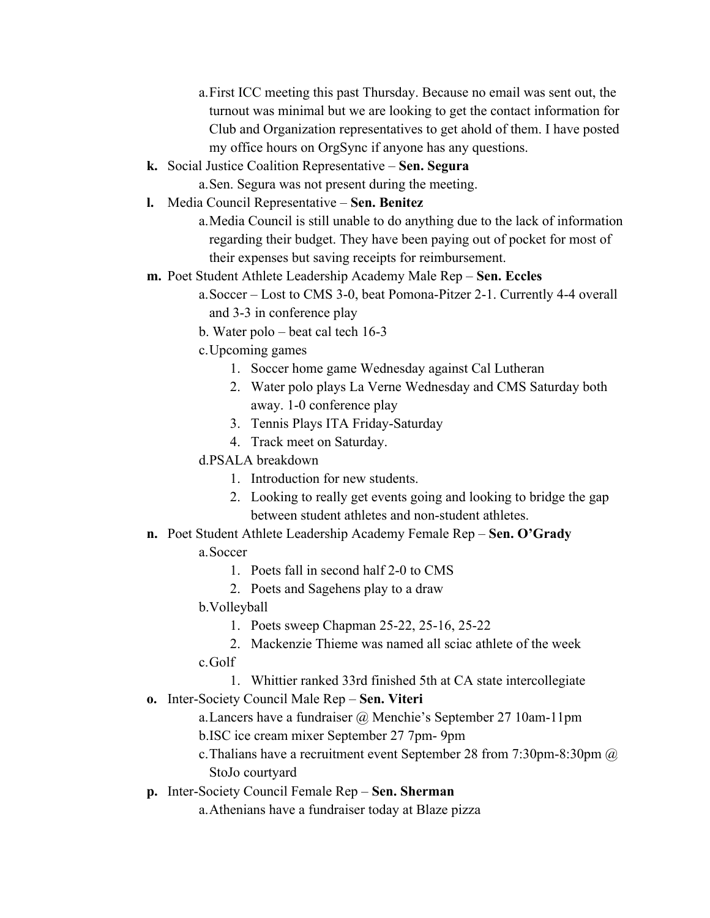a. First ICC meeting this past Thursday. Because no email was sent out, the turnout was minimal but we are looking to get the contact information for Club and Organization representatives to get ahold of them. I have posted my office hours on OrgSync if anyone has any questions.

**k.** Social Justice Coalition Representative – **Sen. Segura**

   a. Sen. Segura was not present during the meeting.

**l.** Media Council Representative – **Sen. Benitez**

   a. Media Council is still unable to do anything due to the lack of information regarding their budget. They have been paying out of pocket for most of their expenses but saving receipts for reimbursement.

**m.** Poet Student Athlete Leadership Academy Male Rep – **Sen. Eccles**

   a. Soccer – Lost to CMS 3-0, beat Pomona-Pitzer 2-1. Currently 4-4 overall and 3-3 in conference play

   b. Water polo – beat cal tech 16-3

   c. Upcoming games

      1. Soccer home game Wednesday against Cal Lutheran
      2. Water polo plays La Verne Wednesday and CMS Saturday both away. 1-0 conference play
      3. Tennis Plays ITA Friday-Saturday
      4. Track meet on Saturday.

   d. PSALA breakdown

      1. Introduction for new students.
      2. Looking to really get events going and looking to bridge the gap between student athletes and non-student athletes.

**n.** Poet Student Athlete Leadership Academy Female Rep – **Sen. O'Grady**

   a. Soccer

      1. Poets fall in second half 2-0 to CMS
      2. Poets and Sagehens play to a draw

   b. Volleyball

      1. Poets sweep Chapman 25-22, 25-16, 25-22
      2. Mackenzie Thieme was named all sciac athlete of the week

   c. Golf

      1. Whittier ranked 33rd finished 5th at CA state intercollegiate

**o.** Inter-Society Council Male Rep – **Sen. Viteri**

   a. Lancers have a fundraiser @ Menchie's September 27 10am-11pm

   b. ISC ice cream mixer September 27 7pm- 9pm

   c. Thalians have a recruitment event September 28 from 7:30pm-8:30pm @ StoJo courtyard

**p.** Inter-Society Council Female Rep – **Sen. Sherman**

   a. Athenians have a fundraiser today at Blaze pizza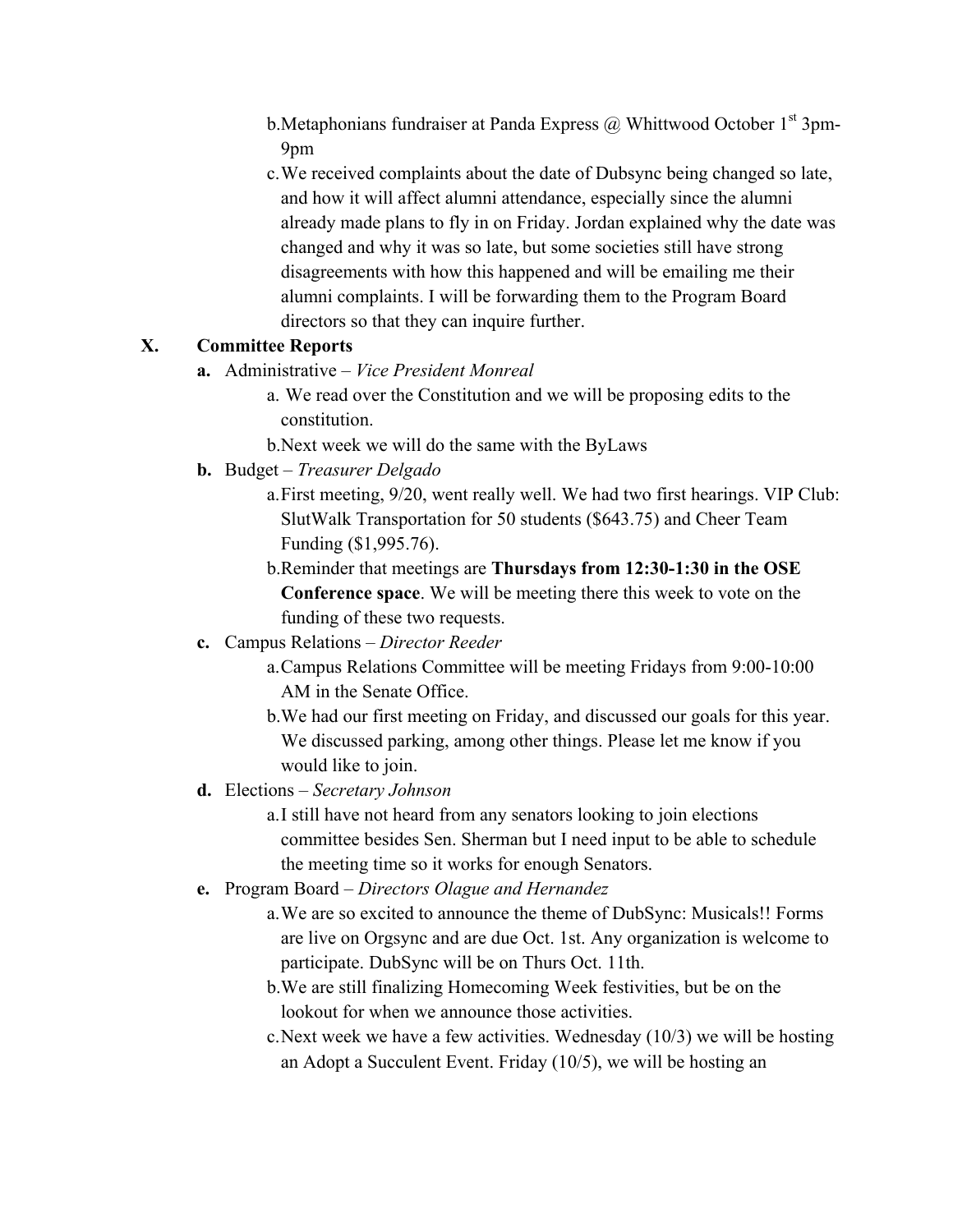b. Metaphonians fundraiser at Panda Express @ Whittwood October 1st 3pm-9pm

c. We received complaints about the date of Dubsync being changed so late, and how it will affect alumni attendance, especially since the alumni already made plans to fly in on Friday. Jordan explained why the date was changed and why it was so late, but some societies still have strong disagreements with how this happened and will be emailing me their alumni complaints. I will be forwarding them to the Program Board directors so that they can inquire further.

## X. Committee Reports

**a.** Administrative – *Vice President Monreal*

- a. We read over the Constitution and we will be proposing edits to the constitution.
- b. Next week we will do the same with the ByLaws

**b.** Budget – *Treasurer Delgado*

- a. First meeting, 9/20, went really well. We had two first hearings. VIP Club: SlutWalk Transportation for 50 students ($643.75) and Cheer Team Funding ($1,995.76).
- b. Reminder that meetings are **Thursdays from 12:30-1:30 in the OSE Conference space**. We will be meeting there this week to vote on the funding of these two requests.

**c.** Campus Relations – *Director Reeder*

- a. Campus Relations Committee will be meeting Fridays from 9:00-10:00 AM in the Senate Office.
- b. We had our first meeting on Friday, and discussed our goals for this year. We discussed parking, among other things. Please let me know if you would like to join.

**d.** Elections – *Secretary Johnson*

- a. I still have not heard from any senators looking to join elections committee besides Sen. Sherman but I need input to be able to schedule the meeting time so it works for enough Senators.

**e.** Program Board – *Directors Olague and Hernandez*

- a. We are so excited to announce the theme of DubSync: Musicals!! Forms are live on Orgsync and are due Oct. 1st. Any organization is welcome to participate. DubSync will be on Thurs Oct. 11th.
- b. We are still finalizing Homecoming Week festivities, but be on the lookout for when we announce those activities.
- c. Next week we have a few activities. Wednesday (10/3) we will be hosting an Adopt a Succulent Event. Friday (10/5), we will be hosting an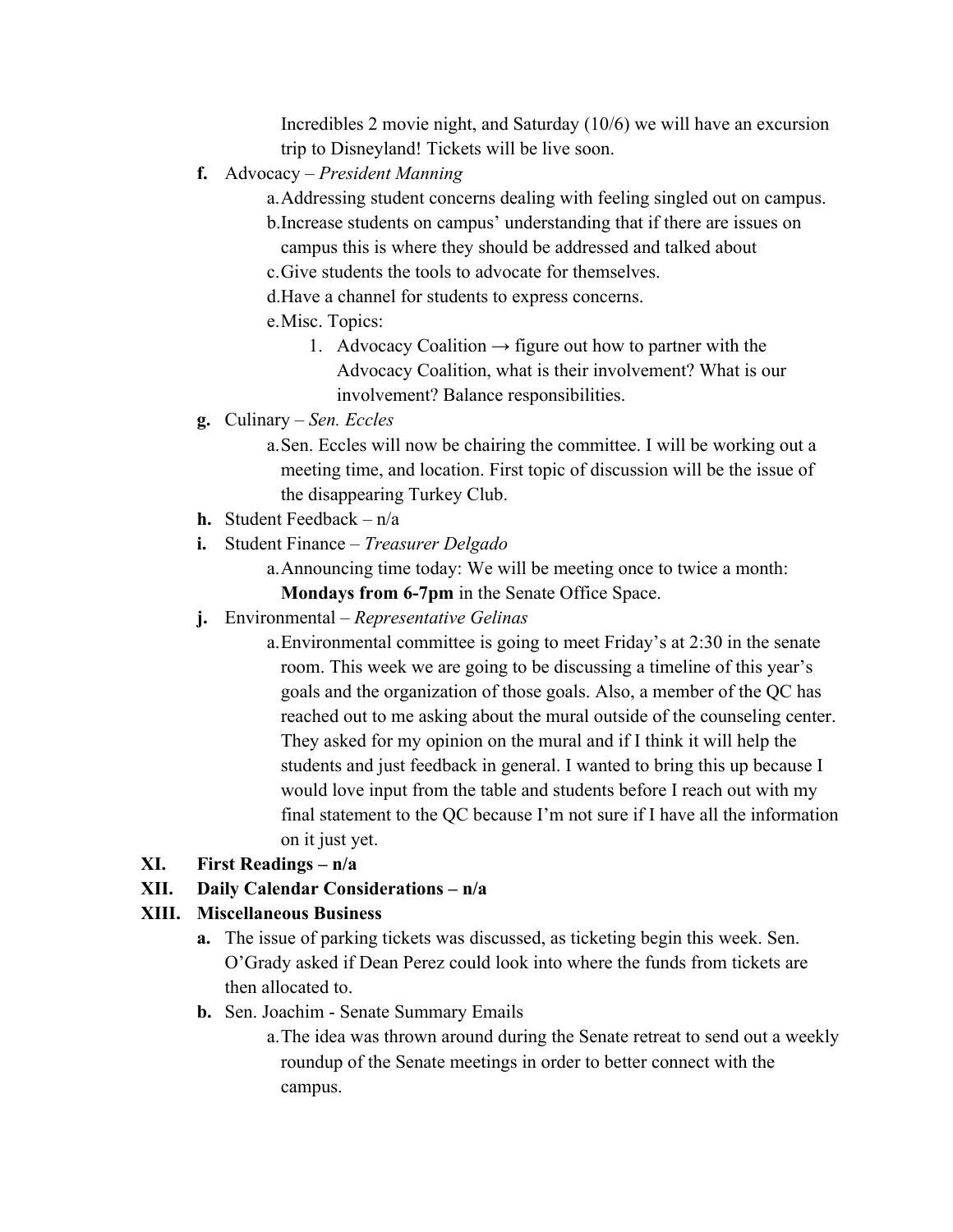Incredibles 2 movie night, and Saturday (10/6) we will have an excursion trip to Disneyland! Tickets will be live soon.

- **f.** Advocacy – *President Manning*
    - a. Addressing student concerns dealing with feeling singled out on campus.
    - b. Increase students on campus' understanding that if there are issues on campus this is where they should be addressed and talked about
    - c. Give students the tools to advocate for themselves.
    - d. Have a channel for students to express concerns.
    - e. Misc. Topics:
        1. Advocacy Coalition → figure out how to partner with the Advocacy Coalition, what is their involvement? What is our involvement? Balance responsibilities.
- **g.** Culinary – *Sen. Eccles*
    - a. Sen. Eccles will now be chairing the committee. I will be working out a meeting time, and location. First topic of discussion will be the issue of the disappearing Turkey Club.
- **h.** Student Feedback – n/a
- **i.** Student Finance – *Treasurer Delgado*
    - a. Announcing time today: We will be meeting once to twice a month: **Mondays from 6-7pm** in the Senate Office Space.
- **j.** Environmental – *Representative Gelinas*
    - a. Environmental committee is going to meet Friday's at 2:30 in the senate room. This week we are going to be discussing a timeline of this year's goals and the organization of those goals. Also, a member of the QC has reached out to me asking about the mural outside of the counseling center. They asked for my opinion on the mural and if I think it will help the students and just feedback in general. I wanted to bring this up because I would love input from the table and students before I reach out with my final statement to the QC because I'm not sure if I have all the information on it just yet.

**XI. First Readings – n/a**

**XII. Daily Calendar Considerations – n/a**

**XIII. Miscellaneous Business**

- **a.** The issue of parking tickets was discussed, as ticketing begin this week. Sen. O'Grady asked if Dean Perez could look into where the funds from tickets are then allocated to.
- **b.** Sen. Joachim - Senate Summary Emails
    - a. The idea was thrown around during the Senate retreat to send out a weekly roundup of the Senate meetings in order to better connect with the campus.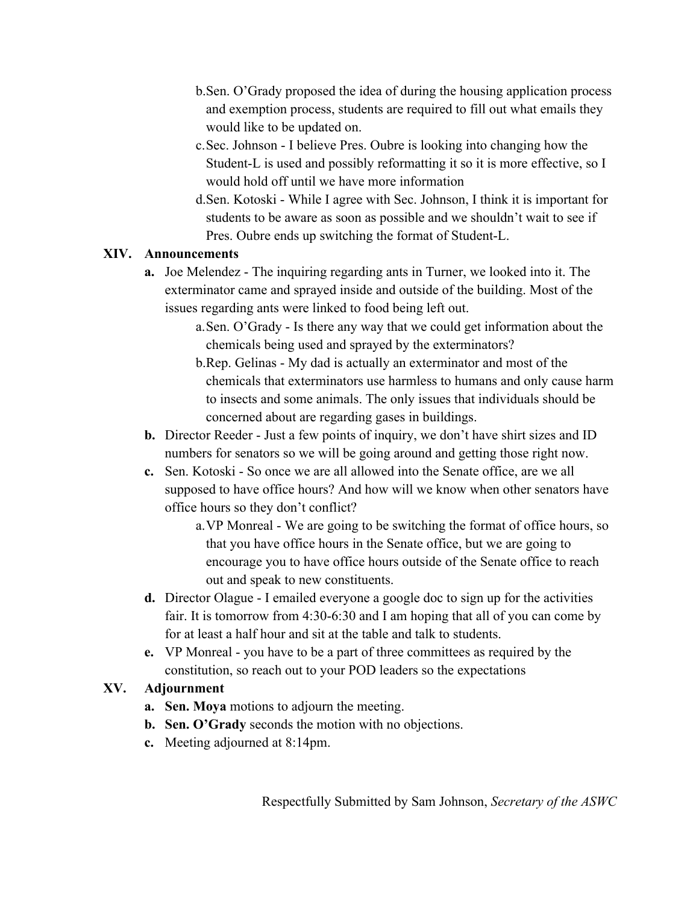b. Sen. O'Grady proposed the idea of during the housing application process and exemption process, students are required to fill out what emails they would like to be updated on.
   c. Sec. Johnson - I believe Pres. Oubre is looking into changing how the Student-L is used and possibly reformatting it so it is more effective, so I would hold off until we have more information
   d. Sen. Kotoski - While I agree with Sec. Johnson, I think it is important for students to be aware as soon as possible and we shouldn't wait to see if Pres. Oubre ends up switching the format of Student-L.

## XIV. Announcements

**a.** Joe Melendez - The inquiring regarding ants in Turner, we looked into it. The exterminator came and sprayed inside and outside of the building. Most of the issues regarding ants were linked to food being left out.
   a. Sen. O'Grady - Is there any way that we could get information about the chemicals being used and sprayed by the exterminators?
   b. Rep. Gelinas - My dad is actually an exterminator and most of the chemicals that exterminators use harmless to humans and only cause harm to insects and some animals. The only issues that individuals should be concerned about are regarding gases in buildings.

**b.** Director Reeder - Just a few points of inquiry, we don't have shirt sizes and ID numbers for senators so we will be going around and getting those right now.

**c.** Sen. Kotoski - So once we are all allowed into the Senate office, are we all supposed to have office hours? And how will we know when other senators have office hours so they don't conflict?
   a. VP Monreal - We are going to be switching the format of office hours, so that you have office hours in the Senate office, but we are going to encourage you to have office hours outside of the Senate office to reach out and speak to new constituents.

**d.** Director Olague - I emailed everyone a google doc to sign up for the activities fair. It is tomorrow from 4:30-6:30 and I am hoping that all of you can come by for at least a half hour and sit at the table and talk to students.

**e.** VP Monreal - you have to be a part of three committees as required by the constitution, so reach out to your POD leaders so the expectations

## XV. Adjournment

**a.** **Sen. Moya** motions to adjourn the meeting.

**b.** **Sen. O'Grady** seconds the motion with no objections.

**c.** Meeting adjourned at 8:14pm.

Respectfully Submitted by Sam Johnson, *Secretary of the ASWC*